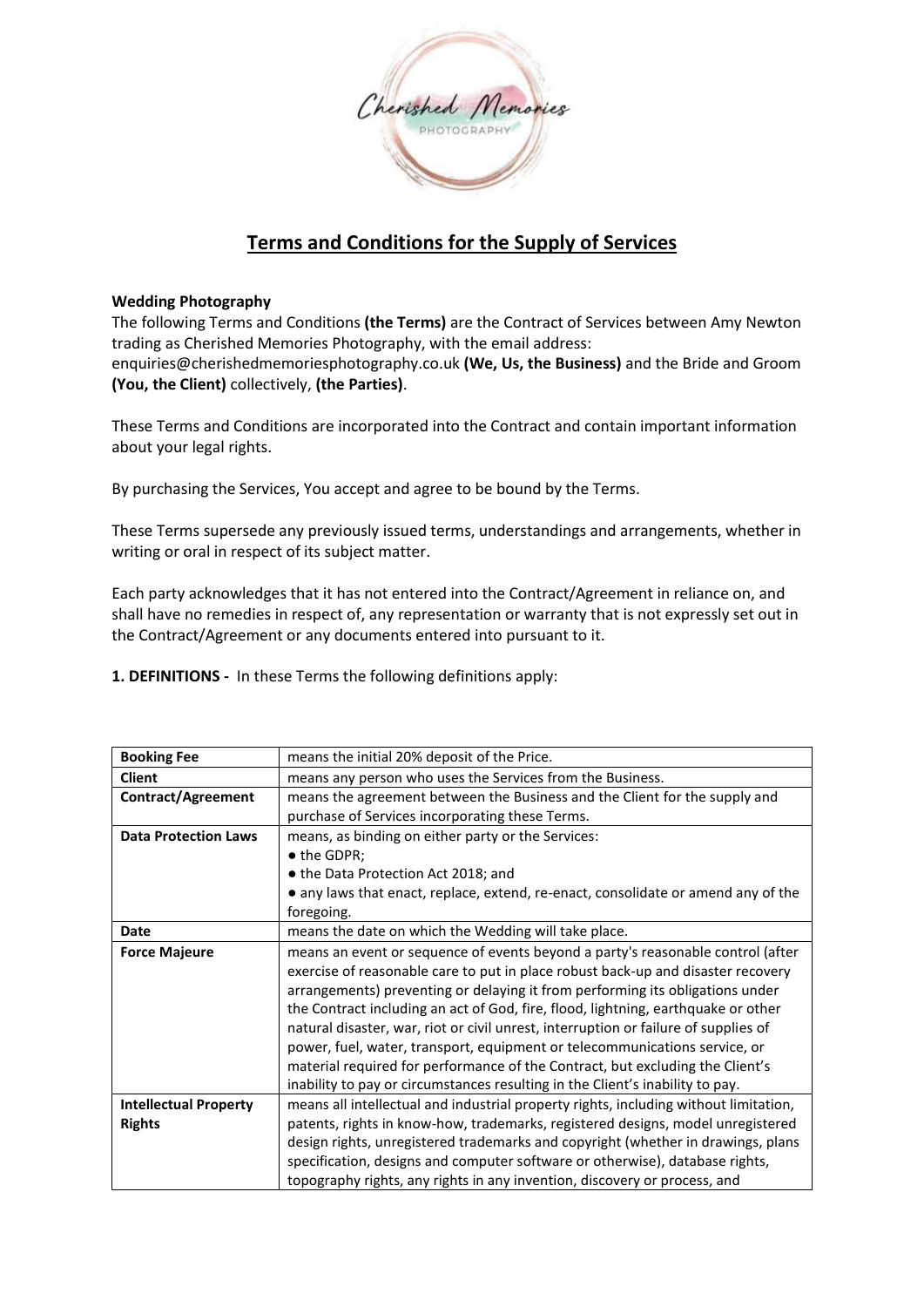# Terms and Conditions for the Supply of Services

**Wedding Photography**

The following Terms and Conditions **(the Terms)** are the Contract of Services between Amy Newton trading as Cherished Memories Photography, with the email address: enquiries@cherishedmemoriesphotography.co.uk **(We, Us, the Business)** and the Bride and Groom **(You, the Client)** collectively, **(the Parties)**.

These Terms and Conditions are incorporated into the Contract and contain important information about your legal rights.

By purchasing the Services, You accept and agree to be bound by the Terms.

These Terms supersede any previously issued terms, understandings and arrangements, whether in writing or oral in respect of its subject matter.

Each party acknowledges that it has not entered into the Contract/Agreement in reliance on, and shall have no remedies in respect of, any representation or warranty that is not expressly set out in the Contract/Agreement or any documents entered into pursuant to it.

**1. DEFINITIONS -** In these Terms the following definitions apply:

| | |
|---|---|
| **Booking Fee** | means the initial 20% deposit of the Price. |
| **Client** | means any person who uses the Services from the Business. |
| **Contract/Agreement** | means the agreement between the Business and the Client for the supply and purchase of Services incorporating these Terms. |
| **Data Protection Laws** | means, as binding on either party or the Services:<br>● the GDPR;<br>● the Data Protection Act 2018; and<br>● any laws that enact, replace, extend, re-enact, consolidate or amend any of the foregoing. |
| **Date** | means the date on which the Wedding will take place. |
| **Force Majeure** | means an event or sequence of events beyond a party's reasonable control (after exercise of reasonable care to put in place robust back-up and disaster recovery arrangements) preventing or delaying it from performing its obligations under the Contract including an act of God, fire, flood, lightning, earthquake or other natural disaster, war, riot or civil unrest, interruption or failure of supplies of power, fuel, water, transport, equipment or telecommunications service, or material required for performance of the Contract, but excluding the Client's inability to pay or circumstances resulting in the Client's inability to pay. |
| **Intellectual Property Rights** | means all intellectual and industrial property rights, including without limitation, patents, rights in know-how, trademarks, registered designs, model unregistered design rights, unregistered trademarks and copyright (whether in drawings, plans specification, designs and computer software or otherwise), database rights, topography rights, any rights in any invention, discovery or process, and |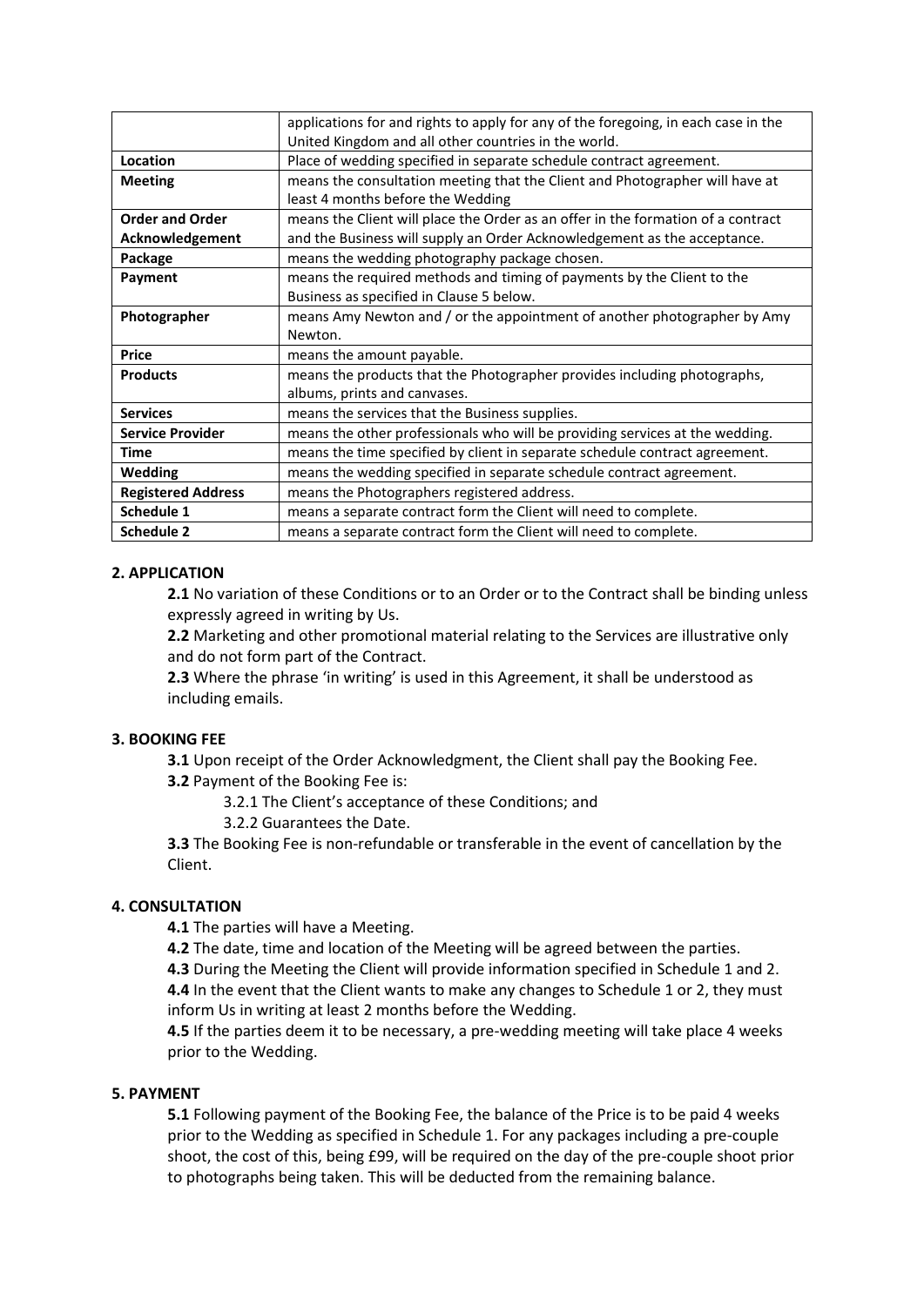| | |
|---|---|
| | applications for and rights to apply for any of the foregoing, in each case in the United Kingdom and all other countries in the world. |
| **Location** | Place of wedding specified in separate schedule contract agreement. |
| **Meeting** | means the consultation meeting that the Client and Photographer will have at least 4 months before the Wedding |
| **Order and Order Acknowledgement** | means the Client will place the Order as an offer in the formation of a contract and the Business will supply an Order Acknowledgement as the acceptance. |
| **Package** | means the wedding photography package chosen. |
| **Payment** | means the required methods and timing of payments by the Client to the Business as specified in Clause 5 below. |
| **Photographer** | means Amy Newton and / or the appointment of another photographer by Amy Newton. |
| **Price** | means the amount payable. |
| **Products** | means the products that the Photographer provides including photographs, albums, prints and canvases. |
| **Services** | means the services that the Business supplies. |
| **Service Provider** | means the other professionals who will be providing services at the wedding. |
| **Time** | means the time specified by client in separate schedule contract agreement. |
| **Wedding** | means the wedding specified in separate schedule contract agreement. |
| **Registered Address** | means the Photographers registered address. |
| **Schedule 1** | means a separate contract form the Client will need to complete. |
| **Schedule 2** | means a separate contract form the Client will need to complete. |

## 2. APPLICATION

**2.1** No variation of these Conditions or to an Order or to the Contract shall be binding unless expressly agreed in writing by Us.

**2.2** Marketing and other promotional material relating to the Services are illustrative only and do not form part of the Contract.

**2.3** Where the phrase 'in writing' is used in this Agreement, it shall be understood as including emails.

## 3. BOOKING FEE

**3.1** Upon receipt of the Order Acknowledgment, the Client shall pay the Booking Fee.

**3.2** Payment of the Booking Fee is:

3.2.1 The Client's acceptance of these Conditions; and

3.2.2 Guarantees the Date.

**3.3** The Booking Fee is non-refundable or transferable in the event of cancellation by the Client.

## 4. CONSULTATION

**4.1** The parties will have a Meeting.

**4.2** The date, time and location of the Meeting will be agreed between the parties.

**4.3** During the Meeting the Client will provide information specified in Schedule 1 and 2.

**4.4** In the event that the Client wants to make any changes to Schedule 1 or 2, they must inform Us in writing at least 2 months before the Wedding.

**4.5** If the parties deem it to be necessary, a pre-wedding meeting will take place 4 weeks prior to the Wedding.

## 5. PAYMENT

**5.1** Following payment of the Booking Fee, the balance of the Price is to be paid 4 weeks prior to the Wedding as specified in Schedule 1. For any packages including a pre-couple shoot, the cost of this, being £99, will be required on the day of the pre-couple shoot prior to photographs being taken. This will be deducted from the remaining balance.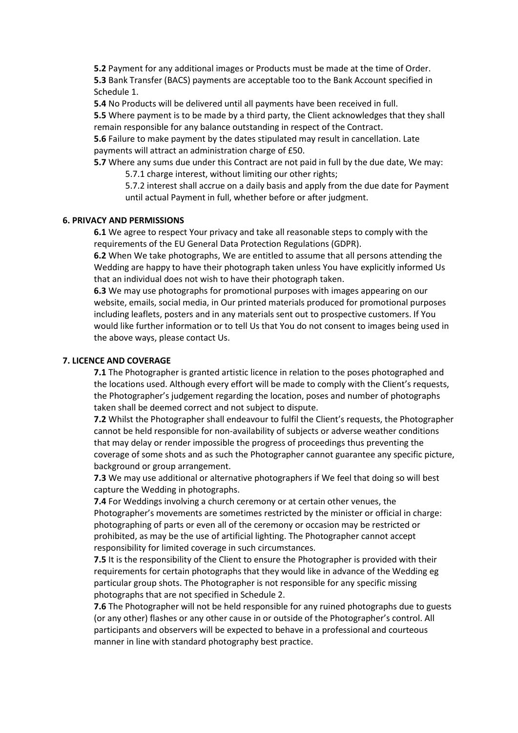**5.2** Payment for any additional images or Products must be made at the time of Order.

**5.3** Bank Transfer (BACS) payments are acceptable too to the Bank Account specified in Schedule 1.

**5.4** No Products will be delivered until all payments have been received in full.

**5.5** Where payment is to be made by a third party, the Client acknowledges that they shall remain responsible for any balance outstanding in respect of the Contract.

**5.6** Failure to make payment by the dates stipulated may result in cancellation. Late payments will attract an administration charge of £50.

**5.7** Where any sums due under this Contract are not paid in full by the due date, We may:

> 5.7.1 charge interest, without limiting our other rights;
>
> 5.7.2 interest shall accrue on a daily basis and apply from the due date for Payment until actual Payment in full, whether before or after judgment.

**6. PRIVACY AND PERMISSIONS**

**6.1** We agree to respect Your privacy and take all reasonable steps to comply with the requirements of the EU General Data Protection Regulations (GDPR).

**6.2** When We take photographs, We are entitled to assume that all persons attending the Wedding are happy to have their photograph taken unless You have explicitly informed Us that an individual does not wish to have their photograph taken.

**6.3** We may use photographs for promotional purposes with images appearing on our website, emails, social media, in Our printed materials produced for promotional purposes including leaflets, posters and in any materials sent out to prospective customers. If You would like further information or to tell Us that You do not consent to images being used in the above ways, please contact Us.

**7. LICENCE AND COVERAGE**

**7.1** The Photographer is granted artistic licence in relation to the poses photographed and the locations used. Although every effort will be made to comply with the Client's requests, the Photographer's judgement regarding the location, poses and number of photographs taken shall be deemed correct and not subject to dispute.

**7.2** Whilst the Photographer shall endeavour to fulfil the Client's requests, the Photographer cannot be held responsible for non-availability of subjects or adverse weather conditions that may delay or render impossible the progress of proceedings thus preventing the coverage of some shots and as such the Photographer cannot guarantee any specific picture, background or group arrangement.

**7.3** We may use additional or alternative photographers if We feel that doing so will best capture the Wedding in photographs.

**7.4** For Weddings involving a church ceremony or at certain other venues, the Photographer's movements are sometimes restricted by the minister or official in charge: photographing of parts or even all of the ceremony or occasion may be restricted or prohibited, as may be the use of artificial lighting. The Photographer cannot accept responsibility for limited coverage in such circumstances.

**7.5** It is the responsibility of the Client to ensure the Photographer is provided with their requirements for certain photographs that they would like in advance of the Wedding eg particular group shots. The Photographer is not responsible for any specific missing photographs that are not specified in Schedule 2.

**7.6** The Photographer will not be held responsible for any ruined photographs due to guests (or any other) flashes or any other cause in or outside of the Photographer's control. All participants and observers will be expected to behave in a professional and courteous manner in line with standard photography best practice.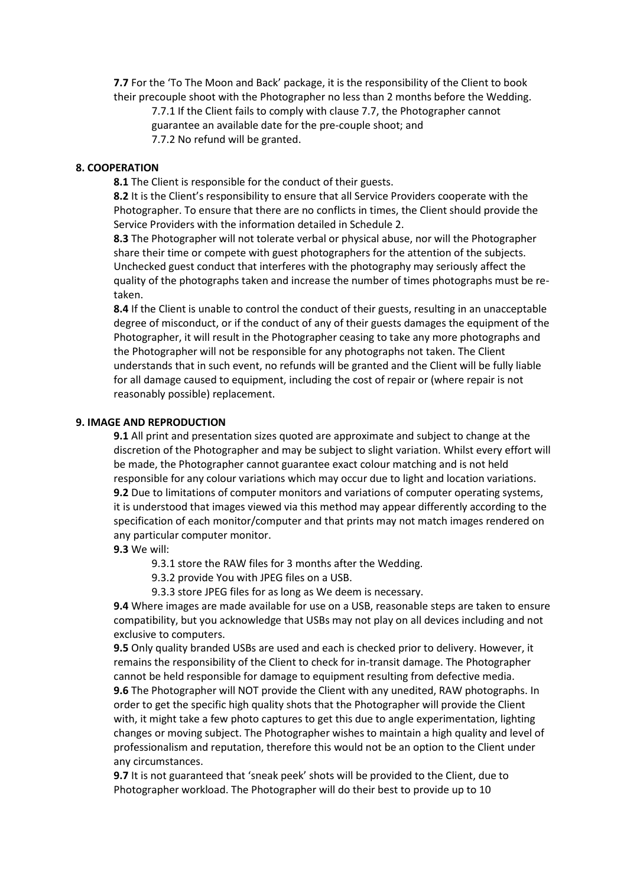**7.7** For the 'To The Moon and Back' package, it is the responsibility of the Client to book their precouple shoot with the Photographer no less than 2 months before the Wedding.

7.7.1 If the Client fails to comply with clause 7.7, the Photographer cannot guarantee an available date for the pre-couple shoot; and

7.7.2 No refund will be granted.

**8. COOPERATION**

**8.1** The Client is responsible for the conduct of their guests.

**8.2** It is the Client's responsibility to ensure that all Service Providers cooperate with the Photographer. To ensure that there are no conflicts in times, the Client should provide the Service Providers with the information detailed in Schedule 2.

**8.3** The Photographer will not tolerate verbal or physical abuse, nor will the Photographer share their time or compete with guest photographers for the attention of the subjects. Unchecked guest conduct that interferes with the photography may seriously affect the quality of the photographs taken and increase the number of times photographs must be re-taken.

**8.4** If the Client is unable to control the conduct of their guests, resulting in an unacceptable degree of misconduct, or if the conduct of any of their guests damages the equipment of the Photographer, it will result in the Photographer ceasing to take any more photographs and the Photographer will not be responsible for any photographs not taken. The Client understands that in such event, no refunds will be granted and the Client will be fully liable for all damage caused to equipment, including the cost of repair or (where repair is not reasonably possible) replacement.

**9. IMAGE AND REPRODUCTION**

**9.1** All print and presentation sizes quoted are approximate and subject to change at the discretion of the Photographer and may be subject to slight variation. Whilst every effort will be made, the Photographer cannot guarantee exact colour matching and is not held responsible for any colour variations which may occur due to light and location variations.

**9.2** Due to limitations of computer monitors and variations of computer operating systems, it is understood that images viewed via this method may appear differently according to the specification of each monitor/computer and that prints may not match images rendered on any particular computer monitor.

**9.3** We will:

9.3.1 store the RAW files for 3 months after the Wedding.

9.3.2 provide You with JPEG files on a USB.

9.3.3 store JPEG files for as long as We deem is necessary.

**9.4** Where images are made available for use on a USB, reasonable steps are taken to ensure compatibility, but you acknowledge that USBs may not play on all devices including and not exclusive to computers.

**9.5** Only quality branded USBs are used and each is checked prior to delivery. However, it remains the responsibility of the Client to check for in-transit damage. The Photographer cannot be held responsible for damage to equipment resulting from defective media.

**9.6** The Photographer will NOT provide the Client with any unedited, RAW photographs. In order to get the specific high quality shots that the Photographer will provide the Client with, it might take a few photo captures to get this due to angle experimentation, lighting changes or moving subject. The Photographer wishes to maintain a high quality and level of professionalism and reputation, therefore this would not be an option to the Client under any circumstances.

**9.7** It is not guaranteed that 'sneak peek' shots will be provided to the Client, due to Photographer workload. The Photographer will do their best to provide up to 10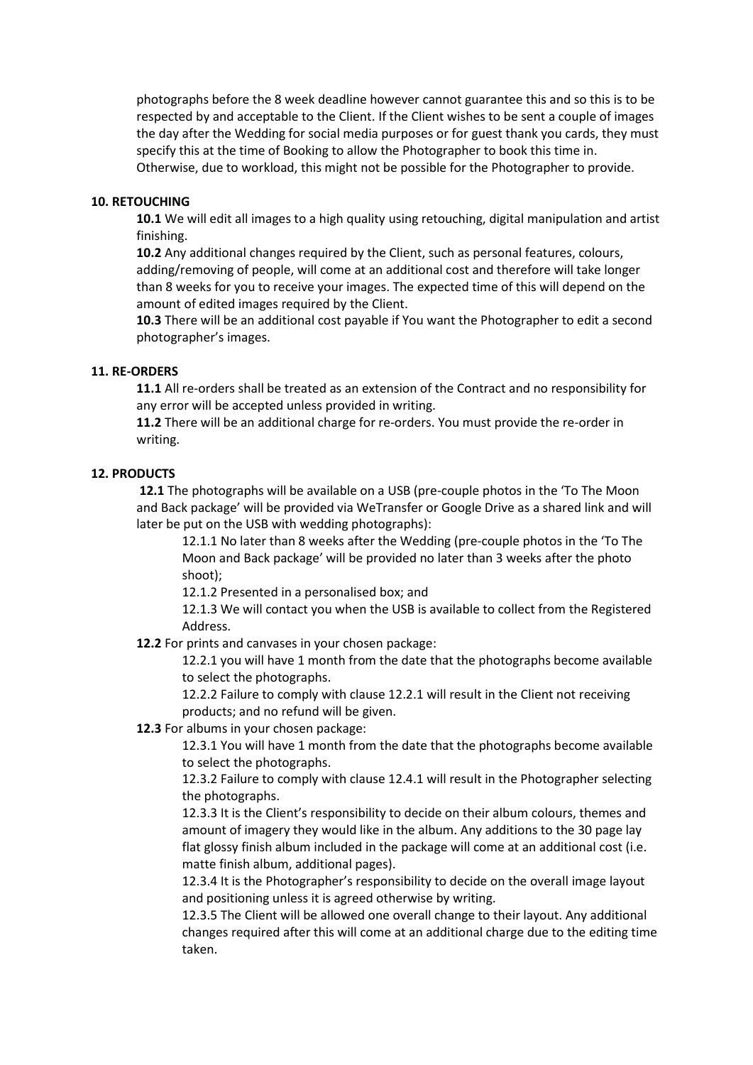photographs before the 8 week deadline however cannot guarantee this and so this is to be respected by and acceptable to the Client. If the Client wishes to be sent a couple of images the day after the Wedding for social media purposes or for guest thank you cards, they must specify this at the time of Booking to allow the Photographer to book this time in. Otherwise, due to workload, this might not be possible for the Photographer to provide.

**10. RETOUCHING**

**10.1** We will edit all images to a high quality using retouching, digital manipulation and artist finishing.

**10.2** Any additional changes required by the Client, such as personal features, colours, adding/removing of people, will come at an additional cost and therefore will take longer than 8 weeks for you to receive your images. The expected time of this will depend on the amount of edited images required by the Client.

**10.3** There will be an additional cost payable if You want the Photographer to edit a second photographer's images.

**11. RE-ORDERS**

**11.1** All re-orders shall be treated as an extension of the Contract and no responsibility for any error will be accepted unless provided in writing.

**11.2** There will be an additional charge for re-orders. You must provide the re-order in writing.

**12. PRODUCTS**

**12.1** The photographs will be available on a USB (pre-couple photos in the 'To The Moon and Back package' will be provided via WeTransfer or Google Drive as a shared link and will later be put on the USB with wedding photographs):

12.1.1 No later than 8 weeks after the Wedding (pre-couple photos in the 'To The Moon and Back package' will be provided no later than 3 weeks after the photo shoot);

12.1.2 Presented in a personalised box; and

12.1.3 We will contact you when the USB is available to collect from the Registered Address.

**12.2** For prints and canvases in your chosen package:

12.2.1 you will have 1 month from the date that the photographs become available to select the photographs.

12.2.2 Failure to comply with clause 12.2.1 will result in the Client not receiving products; and no refund will be given.

**12.3** For albums in your chosen package:

12.3.1 You will have 1 month from the date that the photographs become available to select the photographs.

12.3.2 Failure to comply with clause 12.4.1 will result in the Photographer selecting the photographs.

12.3.3 It is the Client's responsibility to decide on their album colours, themes and amount of imagery they would like in the album. Any additions to the 30 page lay flat glossy finish album included in the package will come at an additional cost (i.e. matte finish album, additional pages).

12.3.4 It is the Photographer's responsibility to decide on the overall image layout and positioning unless it is agreed otherwise by writing.

12.3.5 The Client will be allowed one overall change to their layout. Any additional changes required after this will come at an additional charge due to the editing time taken.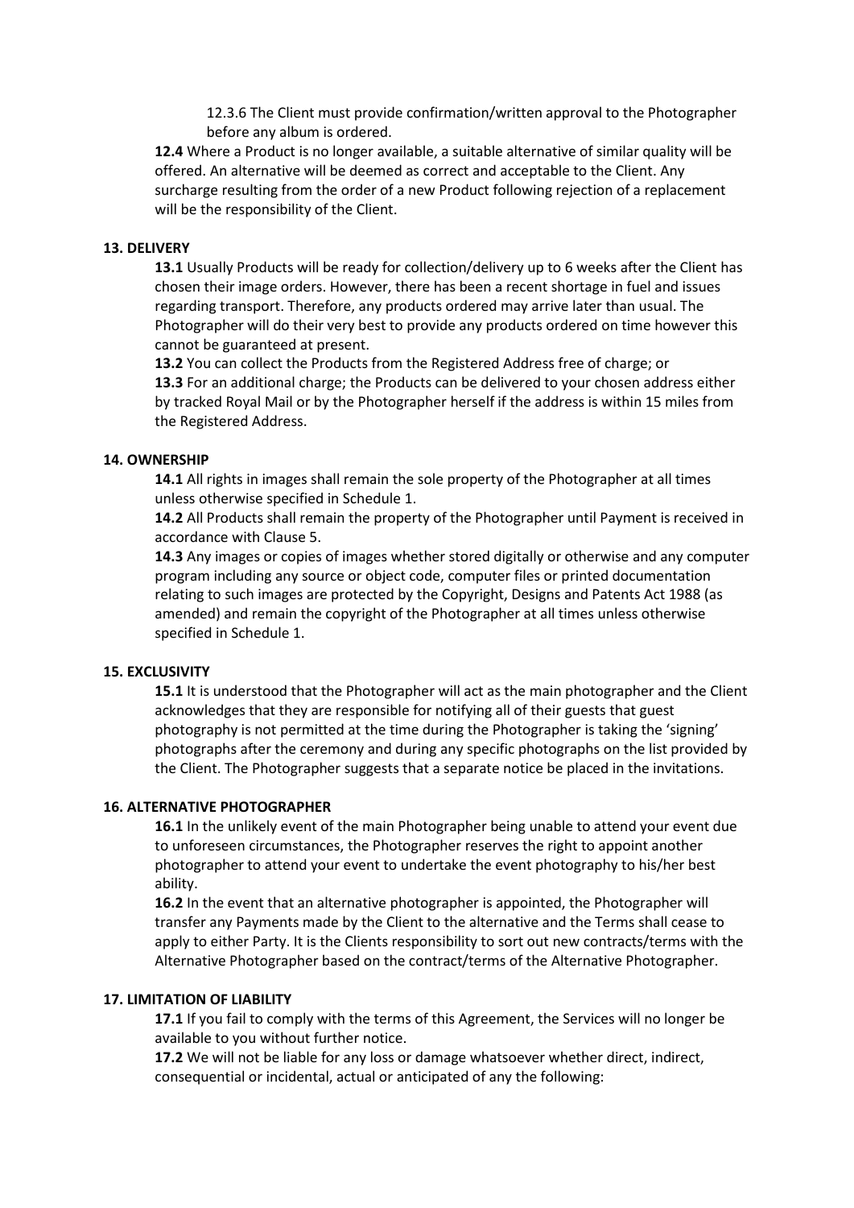12.3.6 The Client must provide confirmation/written approval to the Photographer before any album is ordered.

**12.4** Where a Product is no longer available, a suitable alternative of similar quality will be offered. An alternative will be deemed as correct and acceptable to the Client. Any surcharge resulting from the order of a new Product following rejection of a replacement will be the responsibility of the Client.

**13. DELIVERY**

**13.1** Usually Products will be ready for collection/delivery up to 6 weeks after the Client has chosen their image orders. However, there has been a recent shortage in fuel and issues regarding transport. Therefore, any products ordered may arrive later than usual. The Photographer will do their very best to provide any products ordered on time however this cannot be guaranteed at present.

**13.2** You can collect the Products from the Registered Address free of charge; or

**13.3** For an additional charge; the Products can be delivered to your chosen address either by tracked Royal Mail or by the Photographer herself if the address is within 15 miles from the Registered Address.

**14. OWNERSHIP**

**14.1** All rights in images shall remain the sole property of the Photographer at all times unless otherwise specified in Schedule 1.

**14.2** All Products shall remain the property of the Photographer until Payment is received in accordance with Clause 5.

**14.3** Any images or copies of images whether stored digitally or otherwise and any computer program including any source or object code, computer files or printed documentation relating to such images are protected by the Copyright, Designs and Patents Act 1988 (as amended) and remain the copyright of the Photographer at all times unless otherwise specified in Schedule 1.

**15. EXCLUSIVITY**

**15.1** It is understood that the Photographer will act as the main photographer and the Client acknowledges that they are responsible for notifying all of their guests that guest photography is not permitted at the time during the Photographer is taking the 'signing' photographs after the ceremony and during any specific photographs on the list provided by the Client. The Photographer suggests that a separate notice be placed in the invitations.

**16. ALTERNATIVE PHOTOGRAPHER**

**16.1** In the unlikely event of the main Photographer being unable to attend your event due to unforeseen circumstances, the Photographer reserves the right to appoint another photographer to attend your event to undertake the event photography to his/her best ability.

**16.2** In the event that an alternative photographer is appointed, the Photographer will transfer any Payments made by the Client to the alternative and the Terms shall cease to apply to either Party. It is the Clients responsibility to sort out new contracts/terms with the Alternative Photographer based on the contract/terms of the Alternative Photographer.

**17. LIMITATION OF LIABILITY**

**17.1** If you fail to comply with the terms of this Agreement, the Services will no longer be available to you without further notice.

**17.2** We will not be liable for any loss or damage whatsoever whether direct, indirect, consequential or incidental, actual or anticipated of any the following: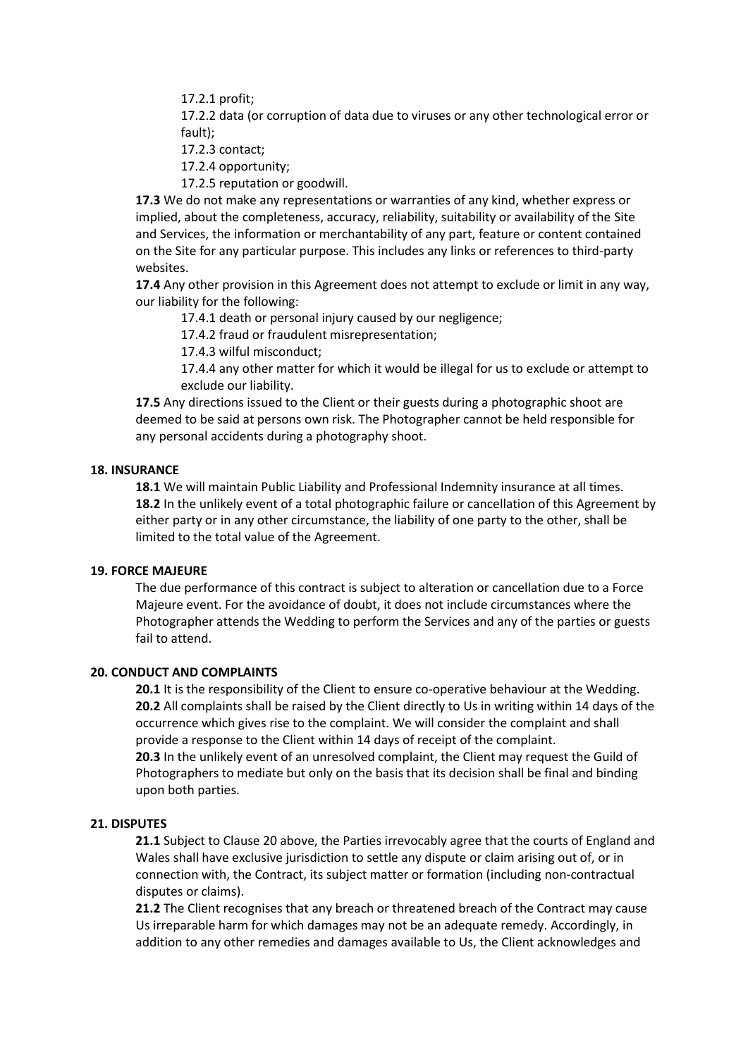17.2.1 profit;

17.2.2 data (or corruption of data due to viruses or any other technological error or fault);

17.2.3 contact;

17.2.4 opportunity;

17.2.5 reputation or goodwill.

**17.3** We do not make any representations or warranties of any kind, whether express or implied, about the completeness, accuracy, reliability, suitability or availability of the Site and Services, the information or merchantability of any part, feature or content contained on the Site for any particular purpose. This includes any links or references to third-party websites.

**17.4** Any other provision in this Agreement does not attempt to exclude or limit in any way, our liability for the following:

17.4.1 death or personal injury caused by our negligence;

17.4.2 fraud or fraudulent misrepresentation;

17.4.3 wilful misconduct;

17.4.4 any other matter for which it would be illegal for us to exclude or attempt to exclude our liability.

**17.5** Any directions issued to the Client or their guests during a photographic shoot are deemed to be said at persons own risk. The Photographer cannot be held responsible for any personal accidents during a photography shoot.

**18. INSURANCE**

**18.1** We will maintain Public Liability and Professional Indemnity insurance at all times.
**18.2** In the unlikely event of a total photographic failure or cancellation of this Agreement by either party or in any other circumstance, the liability of one party to the other, shall be limited to the total value of the Agreement.

**19. FORCE MAJEURE**

The due performance of this contract is subject to alteration or cancellation due to a Force Majeure event. For the avoidance of doubt, it does not include circumstances where the Photographer attends the Wedding to perform the Services and any of the parties or guests fail to attend.

**20. CONDUCT AND COMPLAINTS**

**20.1** It is the responsibility of the Client to ensure co-operative behaviour at the Wedding.
**20.2** All complaints shall be raised by the Client directly to Us in writing within 14 days of the occurrence which gives rise to the complaint. We will consider the complaint and shall provide a response to the Client within 14 days of receipt of the complaint.
**20.3** In the unlikely event of an unresolved complaint, the Client may request the Guild of Photographers to mediate but only on the basis that its decision shall be final and binding upon both parties.

**21. DISPUTES**

**21.1** Subject to Clause 20 above, the Parties irrevocably agree that the courts of England and Wales shall have exclusive jurisdiction to settle any dispute or claim arising out of, or in connection with, the Contract, its subject matter or formation (including non-contractual disputes or claims).
**21.2** The Client recognises that any breach or threatened breach of the Contract may cause Us irreparable harm for which damages may not be an adequate remedy. Accordingly, in addition to any other remedies and damages available to Us, the Client acknowledges and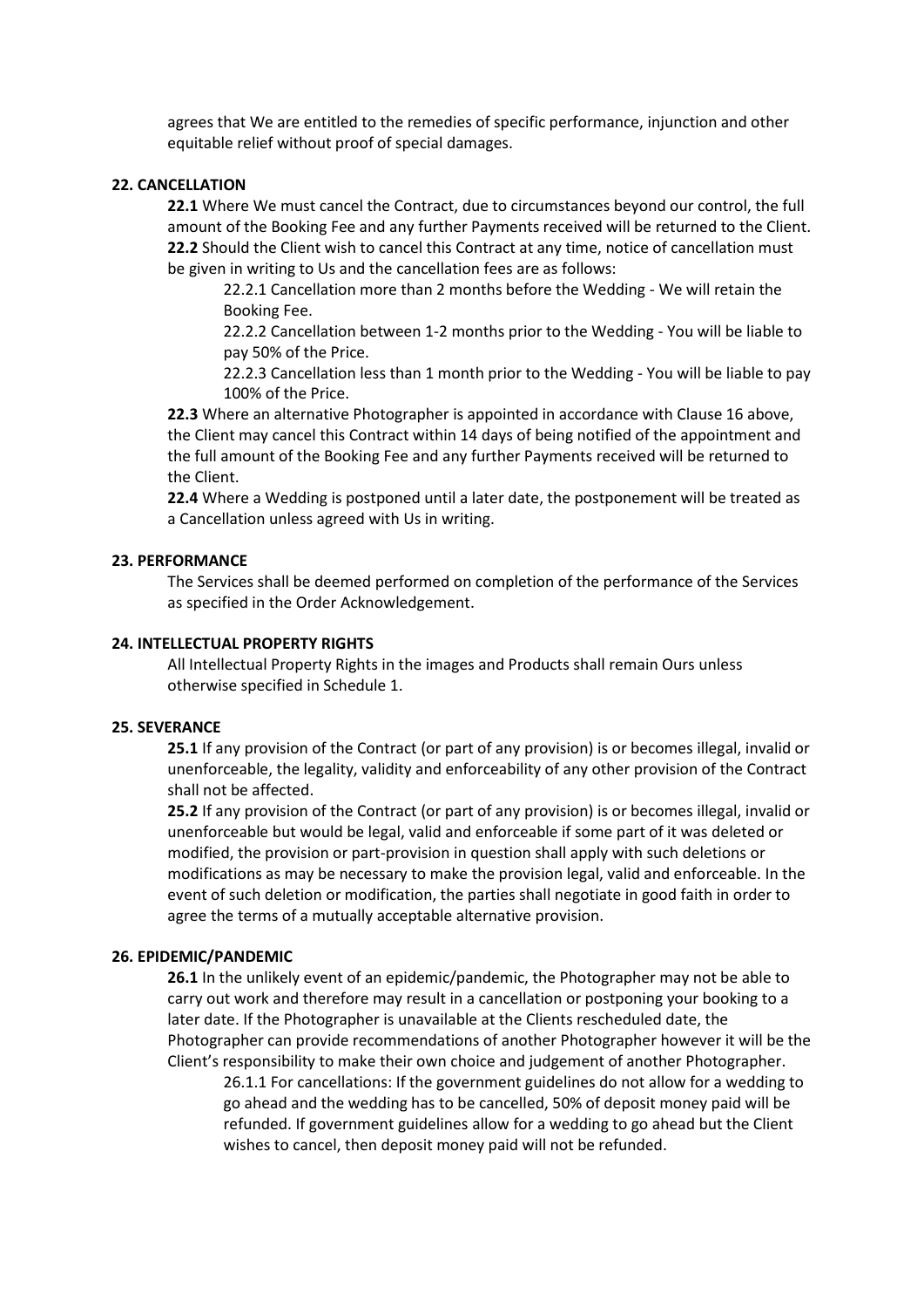agrees that We are entitled to the remedies of specific performance, injunction and other equitable relief without proof of special damages.

**22. CANCELLATION**

**22.1** Where We must cancel the Contract, due to circumstances beyond our control, the full amount of the Booking Fee and any further Payments received will be returned to the Client.
**22.2** Should the Client wish to cancel this Contract at any time, notice of cancellation must be given in writing to Us and the cancellation fees are as follows:

22.2.1 Cancellation more than 2 months before the Wedding - We will retain the Booking Fee.
22.2.2 Cancellation between 1-2 months prior to the Wedding - You will be liable to pay 50% of the Price.
22.2.3 Cancellation less than 1 month prior to the Wedding - You will be liable to pay 100% of the Price.

**22.3** Where an alternative Photographer is appointed in accordance with Clause 16 above, the Client may cancel this Contract within 14 days of being notified of the appointment and the full amount of the Booking Fee and any further Payments received will be returned to the Client.
**22.4** Where a Wedding is postponed until a later date, the postponement will be treated as a Cancellation unless agreed with Us in writing.

**23. PERFORMANCE**

The Services shall be deemed performed on completion of the performance of the Services as specified in the Order Acknowledgement.

**24. INTELLECTUAL PROPERTY RIGHTS**

All Intellectual Property Rights in the images and Products shall remain Ours unless otherwise specified in Schedule 1.

**25. SEVERANCE**

**25.1** If any provision of the Contract (or part of any provision) is or becomes illegal, invalid or unenforceable, the legality, validity and enforceability of any other provision of the Contract shall not be affected.
**25.2** If any provision of the Contract (or part of any provision) is or becomes illegal, invalid or unenforceable but would be legal, valid and enforceable if some part of it was deleted or modified, the provision or part-provision in question shall apply with such deletions or modifications as may be necessary to make the provision legal, valid and enforceable. In the event of such deletion or modification, the parties shall negotiate in good faith in order to agree the terms of a mutually acceptable alternative provision.

**26. EPIDEMIC/PANDEMIC**

**26.1** In the unlikely event of an epidemic/pandemic, the Photographer may not be able to carry out work and therefore may result in a cancellation or postponing your booking to a later date. If the Photographer is unavailable at the Clients rescheduled date, the Photographer can provide recommendations of another Photographer however it will be the Client's responsibility to make their own choice and judgement of another Photographer.

26.1.1 For cancellations: If the government guidelines do not allow for a wedding to go ahead and the wedding has to be cancelled, 50% of deposit money paid will be refunded. If government guidelines allow for a wedding to go ahead but the Client wishes to cancel, then deposit money paid will not be refunded.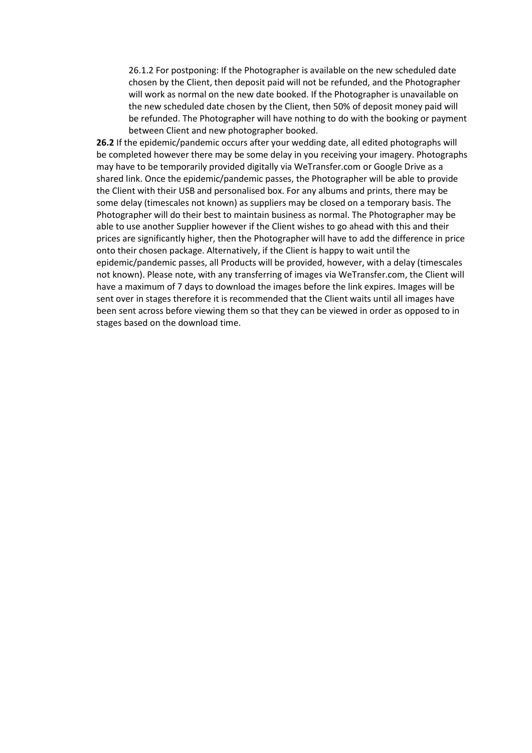26.1.2 For postponing: If the Photographer is available on the new scheduled date chosen by the Client, then deposit paid will not be refunded, and the Photographer will work as normal on the new date booked. If the Photographer is unavailable on the new scheduled date chosen by the Client, then 50% of deposit money paid will be refunded. The Photographer will have nothing to do with the booking or payment between Client and new photographer booked.

**26.2** If the epidemic/pandemic occurs after your wedding date, all edited photographs will be completed however there may be some delay in you receiving your imagery. Photographs may have to be temporarily provided digitally via WeTransfer.com or Google Drive as a shared link. Once the epidemic/pandemic passes, the Photographer will be able to provide the Client with their USB and personalised box. For any albums and prints, there may be some delay (timescales not known) as suppliers may be closed on a temporary basis. The Photographer will do their best to maintain business as normal. The Photographer may be able to use another Supplier however if the Client wishes to go ahead with this and their prices are significantly higher, then the Photographer will have to add the difference in price onto their chosen package. Alternatively, if the Client is happy to wait until the epidemic/pandemic passes, all Products will be provided, however, with a delay (timescales not known). Please note, with any transferring of images via WeTransfer.com, the Client will have a maximum of 7 days to download the images before the link expires. Images will be sent over in stages therefore it is recommended that the Client waits until all images have been sent across before viewing them so that they can be viewed in order as opposed to in stages based on the download time.